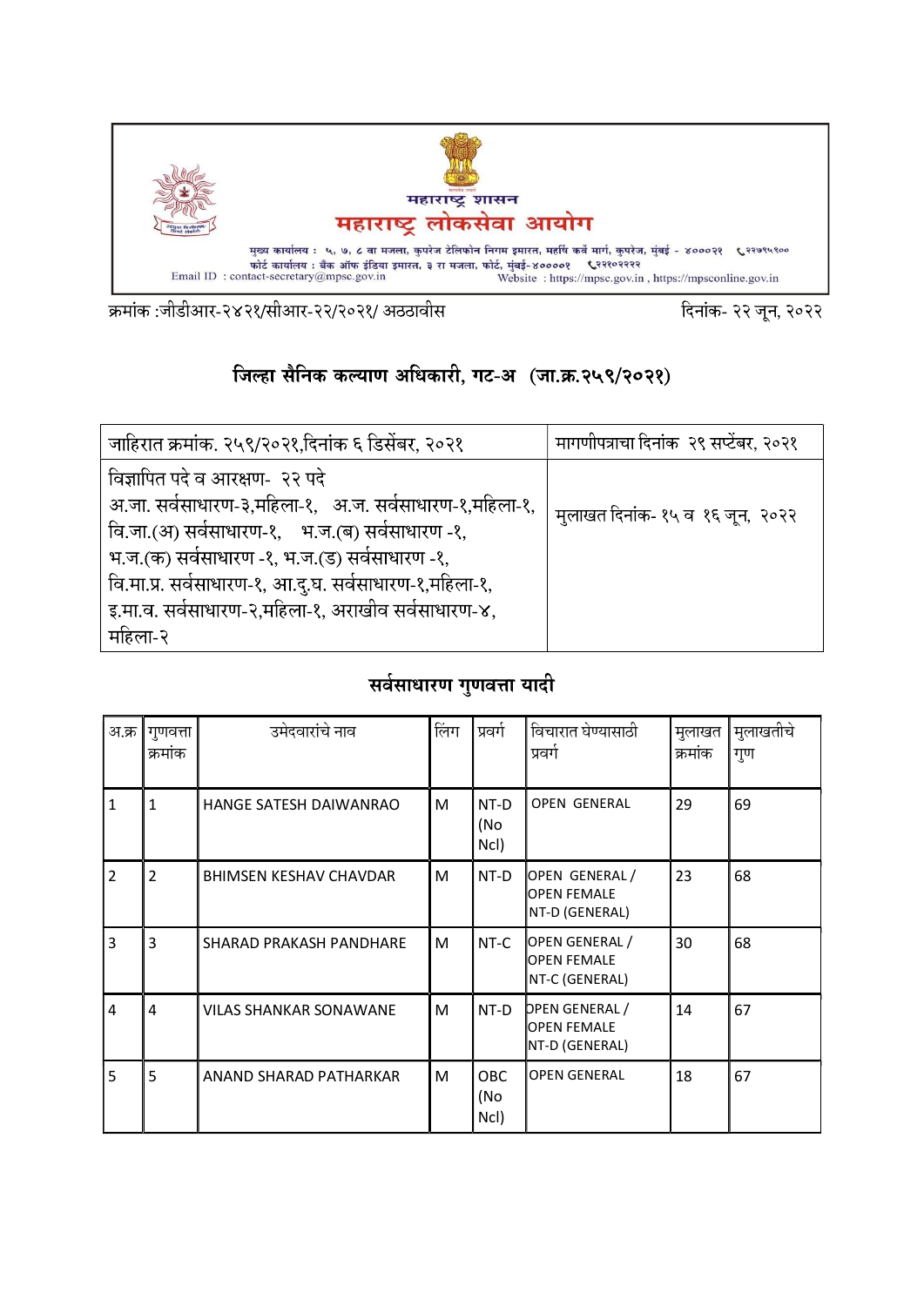महाराष्ट्र शासन

# महाराष्ट्र लोकसेवा आयोग

मुख्य कार्यालय : ५, ७, ८ वा मजला, कुपरेज टेलिफोन निगम इमारत, महर्षि कर्वे मार्ग, कुपरेज, मुंबई - ४०००२१ ☎२२७९५९००
फोर्ट कार्यालय : बँक ऑफ इंडिया इमारत, ३ रा मजला, फोर्ट, मुंबई-४००००१ ☎२२१०२२२२
Email ID : contact-secretary@mpsc.gov.in
Website : https://mpsc.gov.in , https://mpsconline.gov.in

क्रमांक :जीडीआर-२४२१/सीआर-२२/२०२१/ अठठावीस

दिनांक- २२ जून, २०२२

## जिल्हा सैनिक कल्याण अधिकारी, गट-अ (जा.क्र.२५९/२०२१)

| जाहिरात क्रमांक. २५९/२०२१,दिनांक ६ डिसेंबर, २०२१ | मागणीपत्राचा दिनांक २९ सप्टेंबर, २०२१ |
|---|---|
| विज्ञापित पदे व आरक्षण- २२ पदे<br>अ.जा. सर्वसाधारण-३,महिला-१, अ.ज. सर्वसाधारण-१,महिला-१, वि.जा.(अ) सर्वसाधारण-१, भ.ज.(ब) सर्वसाधारण -१, भ.ज.(क) सर्वसाधारण -१, भ.ज.(ड) सर्वसाधारण -१, वि.मा.प्र. सर्वसाधारण-१, आ.दु.घ. सर्वसाधारण-१,महिला-१, इ.मा.व. सर्वसाधारण-२,महिला-१, अराखीव सर्वसाधारण-४, महिला-२ | मुलाखत दिनांक- १५ व १६ जून, २०२२ |

## सर्वसाधारण गुणवत्ता यादी

| अ.क्र | गुणवत्ता क्रमांक | उमेदवारांचे नाव | लिंग | प्रवर्ग | विचारात घेण्यासाठी प्रवर्ग | मुलाखत क्रमांक | मुलाखतीचे गुण |
|---|---|---|---|---|---|---|---|
| 1 | 1 | HANGE SATESH DAIWANRAO | M | NT-D (No Ncl) | OPEN GENERAL | 29 | 69 |
| 2 | 2 | BHIMSEN KESHAV CHAVDAR | M | NT-D | OPEN GENERAL / OPEN FEMALE NT-D (GENERAL) | 23 | 68 |
| 3 | 3 | SHARAD PRAKASH PANDHARE | M | NT-C | OPEN GENERAL / OPEN FEMALE NT-C (GENERAL) | 30 | 68 |
| 4 | 4 | VILAS SHANKAR SONAWANE | M | NT-D | OPEN GENERAL / OPEN FEMALE NT-D (GENERAL) | 14 | 67 |
| 5 | 5 | ANAND SHARAD PATHARKAR | M | OBC (No Ncl) | OPEN GENERAL | 18 | 67 |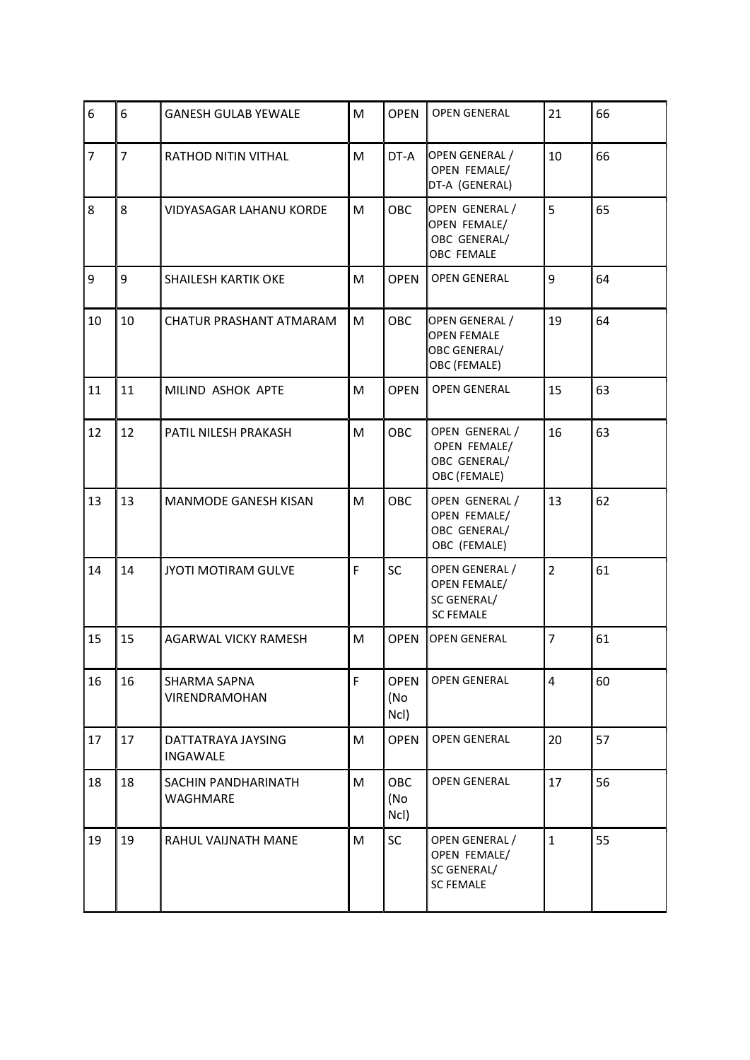| | | | | | | | |
|---|---|---|---|---|---|---|---|
| 6 | 6 | GANESH GULAB YEWALE | M | OPEN | OPEN GENERAL | 21 | 66 |
| 7 | 7 | RATHOD NITIN VITHAL | M | DT-A | OPEN GENERAL / OPEN FEMALE/ DT-A (GENERAL) | 10 | 66 |
| 8 | 8 | VIDYASAGAR LAHANU KORDE | M | OBC | OPEN GENERAL / OPEN FEMALE/ OBC GENERAL/ OBC FEMALE | 5 | 65 |
| 9 | 9 | SHAILESH KARTIK OKE | M | OPEN | OPEN GENERAL | 9 | 64 |
| 10 | 10 | CHATUR PRASHANT ATMARAM | M | OBC | OPEN GENERAL / OPEN FEMALE OBC GENERAL/ OBC (FEMALE) | 19 | 64 |
| 11 | 11 | MILIND ASHOK APTE | M | OPEN | OPEN GENERAL | 15 | 63 |
| 12 | 12 | PATIL NILESH PRAKASH | M | OBC | OPEN GENERAL / OPEN FEMALE/ OBC GENERAL/ OBC (FEMALE) | 16 | 63 |
| 13 | 13 | MANMODE GANESH KISAN | M | OBC | OPEN GENERAL / OPEN FEMALE/ OBC GENERAL/ OBC (FEMALE) | 13 | 62 |
| 14 | 14 | JYOTI MOTIRAM GULVE | F | SC | OPEN GENERAL / OPEN FEMALE/ SC GENERAL/ SC FEMALE | 2 | 61 |
| 15 | 15 | AGARWAL VICKY RAMESH | M | OPEN | OPEN GENERAL | 7 | 61 |
| 16 | 16 | SHARMA SAPNA VIRENDRAMOHAN | F | OPEN (No Ncl) | OPEN GENERAL | 4 | 60 |
| 17 | 17 | DATTATRAYA JAYSING INGAWALE | M | OPEN | OPEN GENERAL | 20 | 57 |
| 18 | 18 | SACHIN PANDHARINATH WAGHMARE | M | OBC (No Ncl) | OPEN GENERAL | 17 | 56 |
| 19 | 19 | RAHUL VAIJNATH MANE | M | SC | OPEN GENERAL / OPEN FEMALE/ SC GENERAL/ SC FEMALE | 1 | 55 |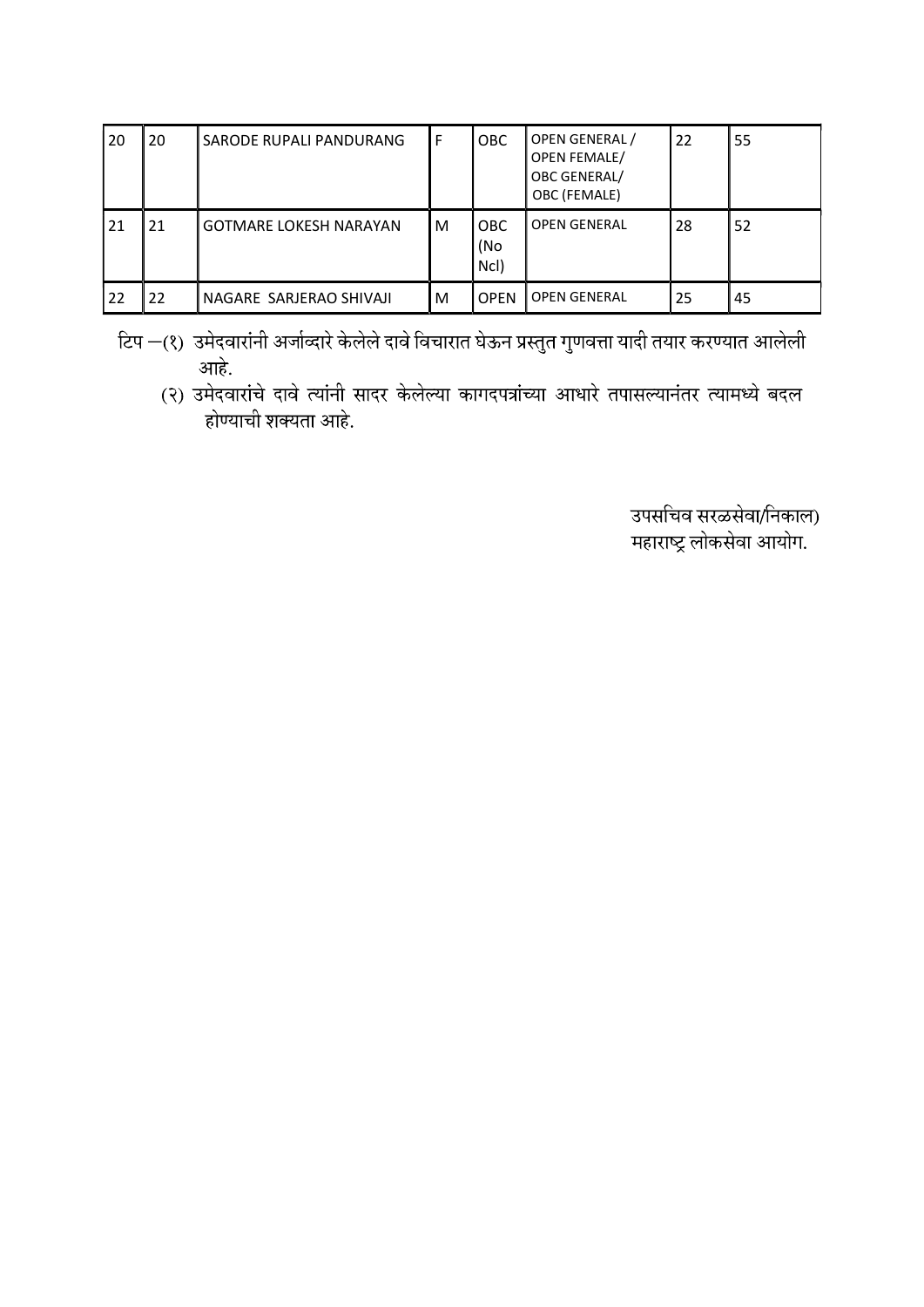| | | | | | | | |
|---|---|---|---|---|---|---|---|
| 20 | 20 | SARODE RUPALI PANDURANG | F | OBC | OPEN GENERAL / OPEN FEMALE/ OBC GENERAL/ OBC (FEMALE) | 22 | 55 |
| 21 | 21 | GOTMARE LOKESH NARAYAN | M | OBC (No Ncl) | OPEN GENERAL | 28 | 52 |
| 22 | 22 | NAGARE SARJERAO SHIVAJI | M | OPEN | OPEN GENERAL | 25 | 45 |

टिप —(१) उमेदवारांनी अर्जाव्दारे केलेले दावे विचारात घेऊन प्रस्तुत गुणवत्ता यादी तयार करण्यात आलेली आहे.

(२) उमेदवारांचे दावे त्यांनी सादर केलेल्या कागदपत्रांच्या आधारे तपासल्यानंतर त्यामध्ये बदल होण्याची शक्यता आहे.

उपसचिव सरळसेवा/निकाल)
महाराष्ट्र लोकसेवा आयोग.